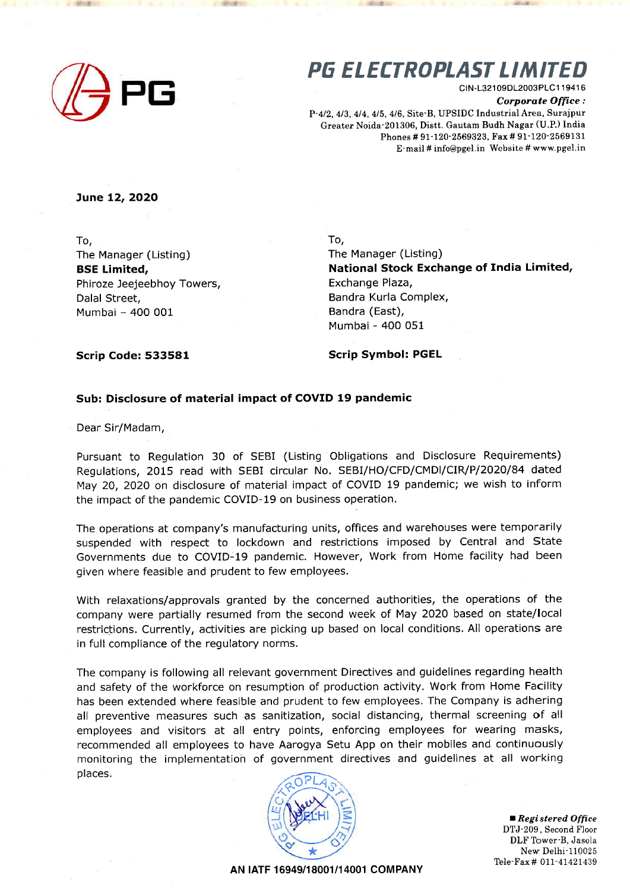# PG ELECTROPLAST LIMITED

CIN-L32109DL2003PLC119416

*Corporate Office :*
P-4/2, 4/3, 4/4, 4/5, 4/6, Site-B, UPSIDC Industrial Area, Surajpur
Greater Noida-201306, Distt. Gautam Budh Nagar (U.P.) India
Phones # 91-120-2569323, Fax # 91-120-2569131
E-mail # info@pgel.in Website # www.pgel.in

**June 12, 2020**

To,
The Manager (Listing)
**BSE Limited,**
Phiroze Jeejeebhoy Towers,
Dalal Street,
Mumbai – 400 001

**Scrip Code: 533581**

To,
The Manager (Listing)
**National Stock Exchange of India Limited,**
Exchange Plaza,
Bandra Kurla Complex,
Bandra (East),
Mumbai - 400 051

**Scrip Symbol: PGEL**

**Sub: Disclosure of material impact of COVID 19 pandemic**

Dear Sir/Madam,

Pursuant to Regulation 30 of SEBI (Listing Obligations and Disclosure Requirements) Regulations, 2015 read with SEBI circular No. SEBI/HO/CFD/CMDI/CIR/P/2020/84 dated May 20, 2020 on disclosure of material impact of COVID 19 pandemic; we wish to inform the impact of the pandemic COVID-19 on business operation.

The operations at company's manufacturing units, offices and warehouses were temporarily suspended with respect to lockdown and restrictions imposed by Central and State Governments due to COVID-19 pandemic. However, Work from Home facility had been given where feasible and prudent to few employees.

With relaxations/approvals granted by the concerned authorities, the operations of the company were partially resumed from the second week of May 2020 based on state/local restrictions. Currently, activities are picking up based on local conditions. All operations are in full compliance of the regulatory norms.

The company is following all relevant government Directives and guidelines regarding health and safety of the workforce on resumption of production activity. Work from Home Facility has been extended where feasible and prudent to few employees. The Company is adhering all preventive measures such as sanitization, social distancing, thermal screening of all employees and visitors at all entry points, enforcing employees for wearing masks, recommended all employees to have Aarogya Setu App on their mobiles and continuously monitoring the implementation of government directives and guidelines at all working places.

**AN IATF 16949/18001/14001 COMPANY**

■ *Registered Office*
DTJ-209, Second Floor
DLF Tower-B, Jasola
New Delhi-110025
Tele-Fax # 011-41421439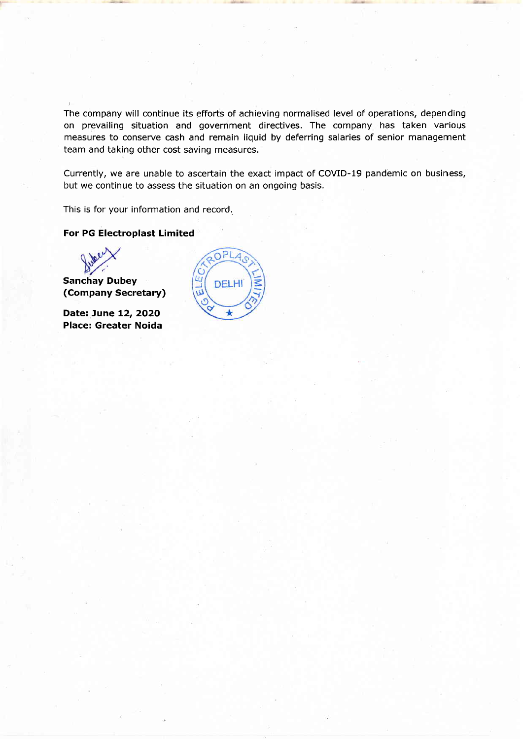The company will continue its efforts of achieving normalised level of operations, depending on prevailing situation and government directives. The company has taken various measures to conserve cash and remain liquid by deferring salaries of senior management team and taking other cost saving measures.

Currently, we are unable to ascertain the exact impact of COVID-19 pandemic on business, but we continue to assess the situation on an ongoing basis.

This is for your information and record.

**For PG Electroplast Limited**

**Sanchay Dubey**
**(Company Secretary)**

**Date: June 12, 2020**
**Place: Greater Noida**